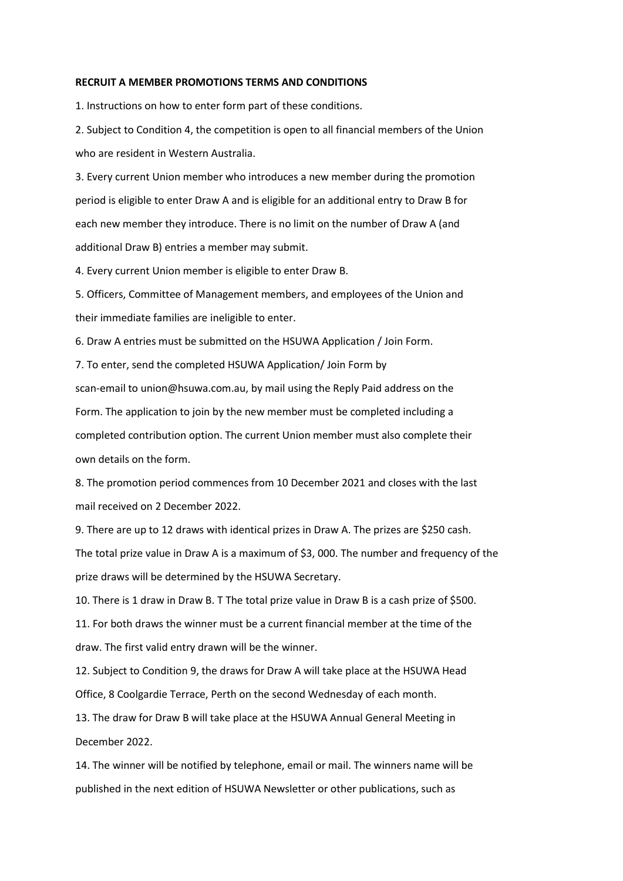**RECRUIT A MEMBER PROMOTIONS TERMS AND CONDITIONS**

1. Instructions on how to enter form part of these conditions.

2. Subject to Condition 4, the competition is open to all financial members of the Union who are resident in Western Australia.

3. Every current Union member who introduces a new member during the promotion period is eligible to enter Draw A and is eligible for an additional entry to Draw B for each new member they introduce. There is no limit on the number of Draw A (and additional Draw B) entries a member may submit.

4. Every current Union member is eligible to enter Draw B.

5. Officers, Committee of Management members, and employees of the Union and their immediate families are ineligible to enter.

6. Draw A entries must be submitted on the HSUWA Application / Join Form.

7. To enter, send the completed HSUWA Application/ Join Form by scan-email to union@hsuwa.com.au, by mail using the Reply Paid address on the Form. The application to join by the new member must be completed including a completed contribution option. The current Union member must also complete their own details on the form.

8. The promotion period commences from 10 December 2021 and closes with the last mail received on 2 December 2022.

9. There are up to 12 draws with identical prizes in Draw A. The prizes are $250 cash. The total prize value in Draw A is a maximum of $3, 000. The number and frequency of the prize draws will be determined by the HSUWA Secretary.

10. There is 1 draw in Draw B. T The total prize value in Draw B is a cash prize of $500.

11. For both draws the winner must be a current financial member at the time of the draw. The first valid entry drawn will be the winner.

12. Subject to Condition 9, the draws for Draw A will take place at the HSUWA Head Office, 8 Coolgardie Terrace, Perth on the second Wednesday of each month.

13. The draw for Draw B will take place at the HSUWA Annual General Meeting in December 2022.

14. The winner will be notified by telephone, email or mail. The winners name will be published in the next edition of HSUWA Newsletter or other publications, such as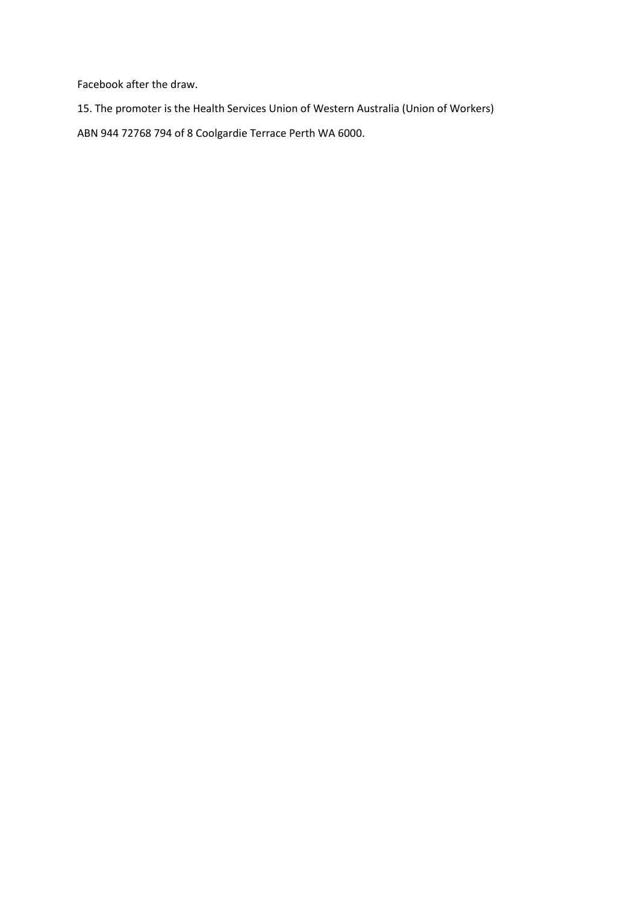Facebook after the draw.

15. The promoter is the Health Services Union of Western Australia (Union of Workers)

ABN 944 72768 794 of 8 Coolgardie Terrace Perth WA 6000.